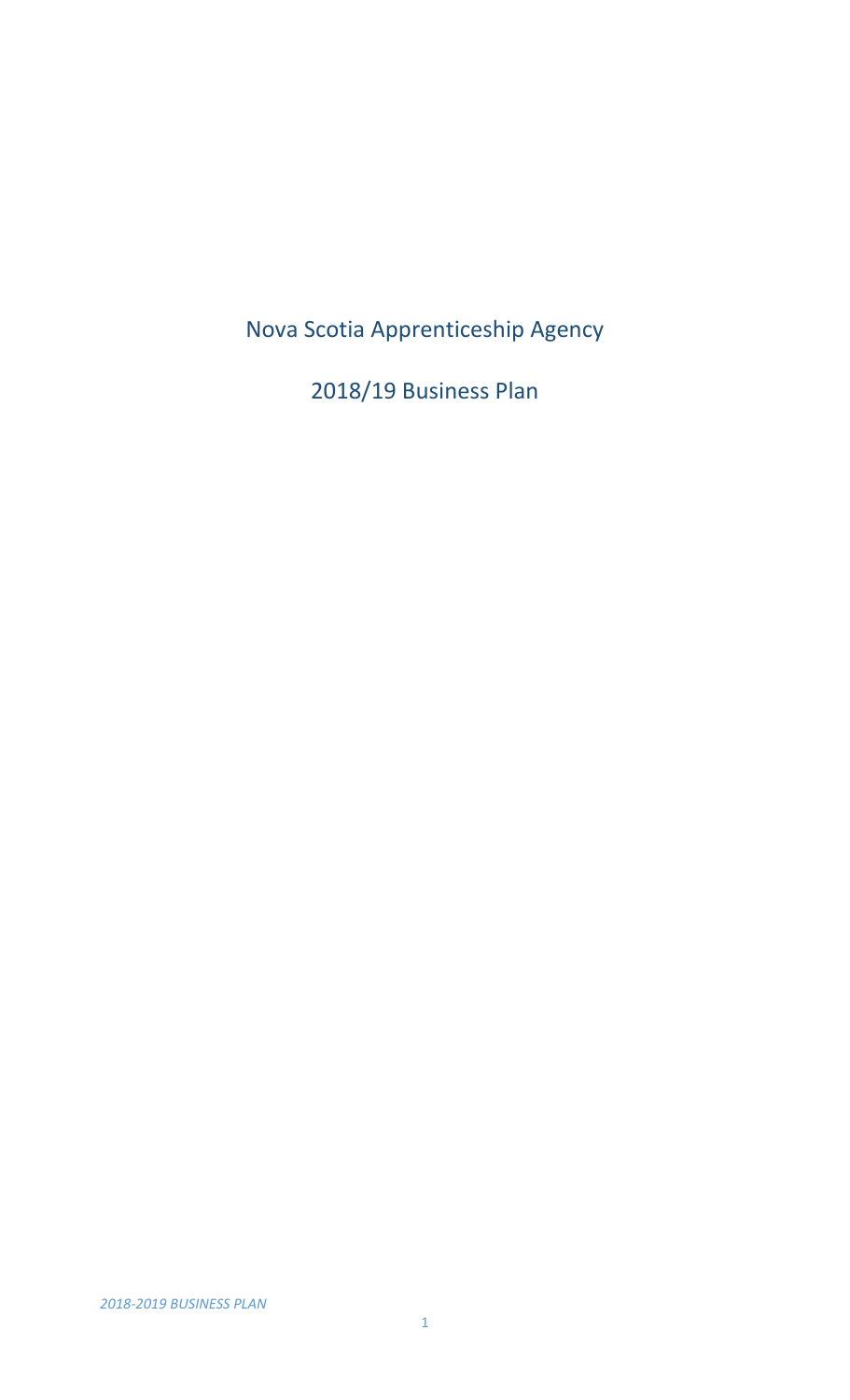# Nova Scotia Apprenticeship Agency

## 2018/19 Business Plan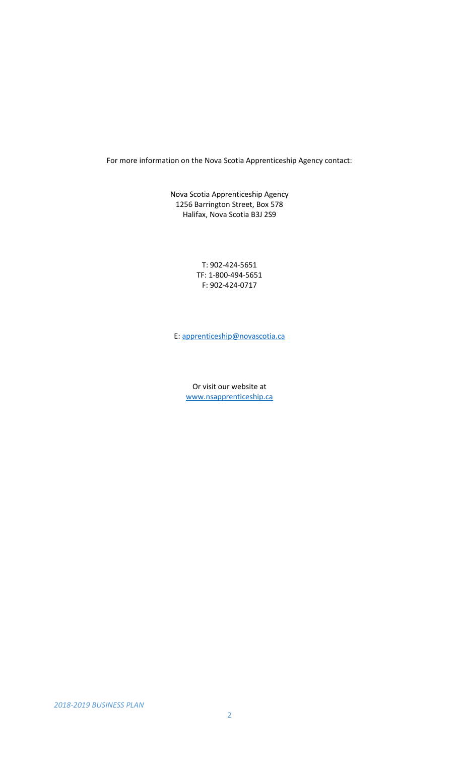For more information on the Nova Scotia Apprenticeship Agency contact:

Nova Scotia Apprenticeship Agency
1256 Barrington Street, Box 578
Halifax, Nova Scotia B3J 2S9

T: 902-424-5651
TF: 1-800-494-5651
F: 902-424-0717

E: apprenticeship@novascotia.ca

Or visit our website at
www.nsapprenticeship.ca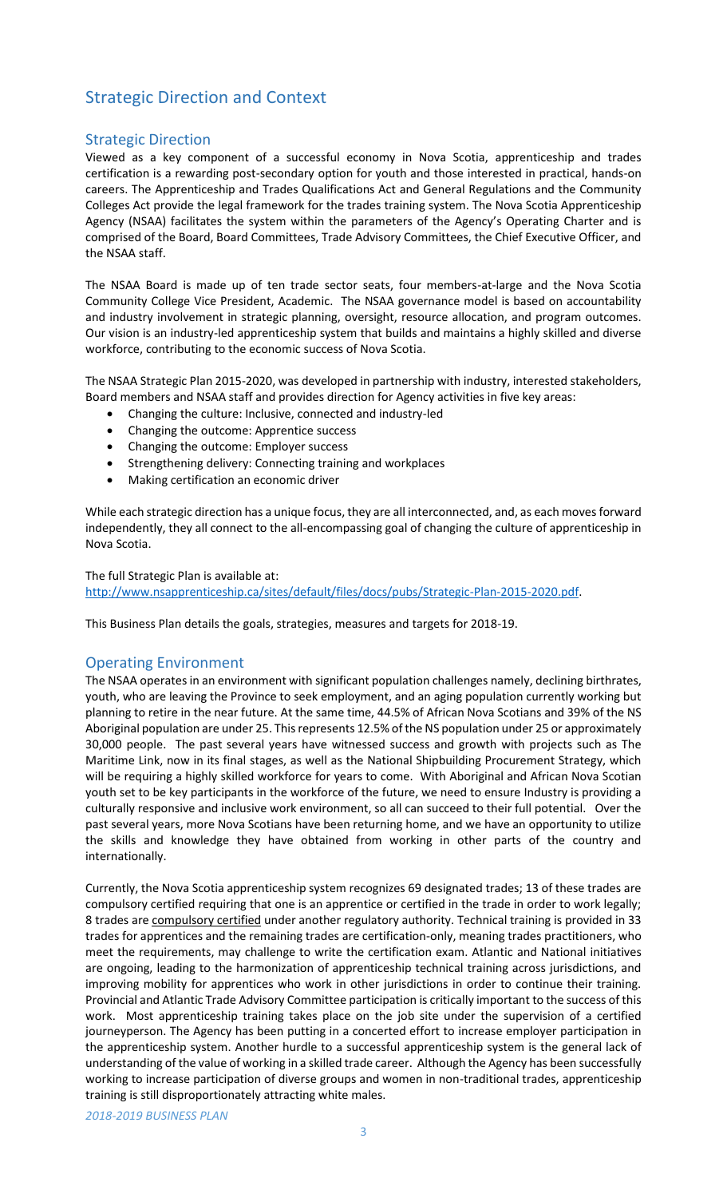# Strategic Direction and Context

## Strategic Direction

Viewed as a key component of a successful economy in Nova Scotia, apprenticeship and trades certification is a rewarding post-secondary option for youth and those interested in practical, hands-on careers. The Apprenticeship and Trades Qualifications Act and General Regulations and the Community Colleges Act provide the legal framework for the trades training system. The Nova Scotia Apprenticeship Agency (NSAA) facilitates the system within the parameters of the Agency's Operating Charter and is comprised of the Board, Board Committees, Trade Advisory Committees, the Chief Executive Officer, and the NSAA staff.

The NSAA Board is made up of ten trade sector seats, four members-at-large and the Nova Scotia Community College Vice President, Academic. The NSAA governance model is based on accountability and industry involvement in strategic planning, oversight, resource allocation, and program outcomes. Our vision is an industry-led apprenticeship system that builds and maintains a highly skilled and diverse workforce, contributing to the economic success of Nova Scotia.

The NSAA Strategic Plan 2015-2020, was developed in partnership with industry, interested stakeholders, Board members and NSAA staff and provides direction for Agency activities in five key areas:

- Changing the culture: Inclusive, connected and industry-led
- Changing the outcome: Apprentice success
- Changing the outcome: Employer success
- Strengthening delivery: Connecting training and workplaces
- Making certification an economic driver

While each strategic direction has a unique focus, they are all interconnected, and, as each moves forward independently, they all connect to the all-encompassing goal of changing the culture of apprenticeship in Nova Scotia.

The full Strategic Plan is available at:
http://www.nsapprenticeship.ca/sites/default/files/docs/pubs/Strategic-Plan-2015-2020.pdf.

This Business Plan details the goals, strategies, measures and targets for 2018-19.

## Operating Environment

The NSAA operates in an environment with significant population challenges namely, declining birthrates, youth, who are leaving the Province to seek employment, and an aging population currently working but planning to retire in the near future. At the same time, 44.5% of African Nova Scotians and 39% of the NS Aboriginal population are under 25. This represents 12.5% of the NS population under 25 or approximately 30,000 people. The past several years have witnessed success and growth with projects such as The Maritime Link, now in its final stages, as well as the National Shipbuilding Procurement Strategy, which will be requiring a highly skilled workforce for years to come. With Aboriginal and African Nova Scotian youth set to be key participants in the workforce of the future, we need to ensure Industry is providing a culturally responsive and inclusive work environment, so all can succeed to their full potential. Over the past several years, more Nova Scotians have been returning home, and we have an opportunity to utilize the skills and knowledge they have obtained from working in other parts of the country and internationally.

Currently, the Nova Scotia apprenticeship system recognizes 69 designated trades; 13 of these trades are compulsory certified requiring that one is an apprentice or certified in the trade in order to work legally; 8 trades are compulsory certified under another regulatory authority. Technical training is provided in 33 trades for apprentices and the remaining trades are certification-only, meaning trades practitioners, who meet the requirements, may challenge to write the certification exam. Atlantic and National initiatives are ongoing, leading to the harmonization of apprenticeship technical training across jurisdictions, and improving mobility for apprentices who work in other jurisdictions in order to continue their training. Provincial and Atlantic Trade Advisory Committee participation is critically important to the success of this work. Most apprenticeship training takes place on the job site under the supervision of a certified journeyperson. The Agency has been putting in a concerted effort to increase employer participation in the apprenticeship system. Another hurdle to a successful apprenticeship system is the general lack of understanding of the value of working in a skilled trade career. Although the Agency has been successfully working to increase participation of diverse groups and women in non-traditional trades, apprenticeship training is still disproportionately attracting white males.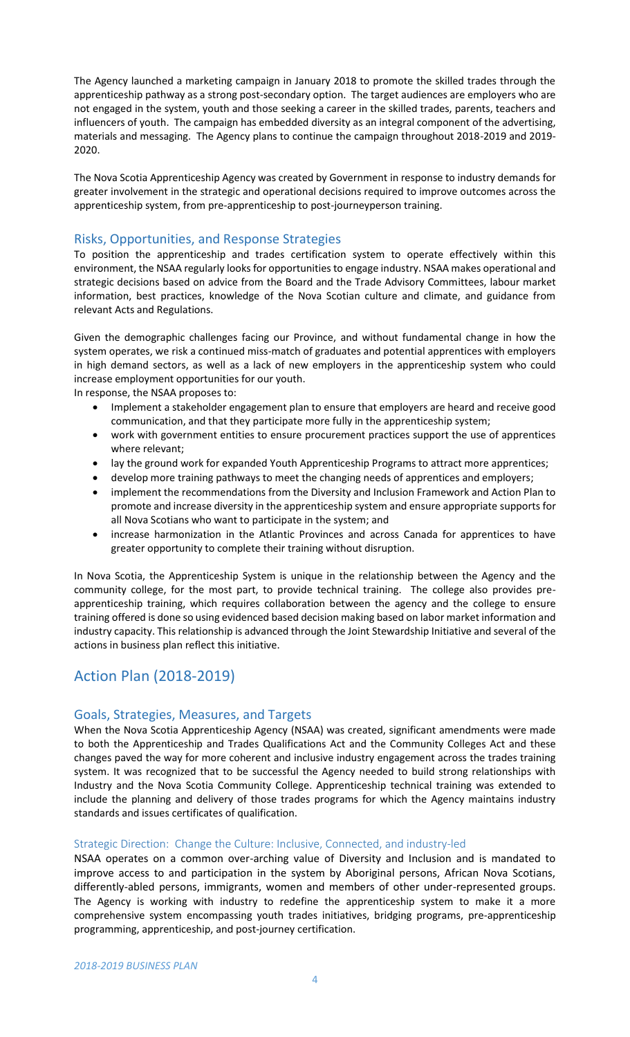The Agency launched a marketing campaign in January 2018 to promote the skilled trades through the apprenticeship pathway as a strong post-secondary option. The target audiences are employers who are not engaged in the system, youth and those seeking a career in the skilled trades, parents, teachers and influencers of youth. The campaign has embedded diversity as an integral component of the advertising, materials and messaging. The Agency plans to continue the campaign throughout 2018-2019 and 2019-2020.

The Nova Scotia Apprenticeship Agency was created by Government in response to industry demands for greater involvement in the strategic and operational decisions required to improve outcomes across the apprenticeship system, from pre-apprenticeship to post-journeyperson training.

## Risks, Opportunities, and Response Strategies

To position the apprenticeship and trades certification system to operate effectively within this environment, the NSAA regularly looks for opportunities to engage industry. NSAA makes operational and strategic decisions based on advice from the Board and the Trade Advisory Committees, labour market information, best practices, knowledge of the Nova Scotian culture and climate, and guidance from relevant Acts and Regulations.

Given the demographic challenges facing our Province, and without fundamental change in how the system operates, we risk a continued miss-match of graduates and potential apprentices with employers in high demand sectors, as well as a lack of new employers in the apprenticeship system who could increase employment opportunities for our youth.

In response, the NSAA proposes to:

- Implement a stakeholder engagement plan to ensure that employers are heard and receive good communication, and that they participate more fully in the apprenticeship system;
- work with government entities to ensure procurement practices support the use of apprentices where relevant;
- lay the ground work for expanded Youth Apprenticeship Programs to attract more apprentices;
- develop more training pathways to meet the changing needs of apprentices and employers;
- implement the recommendations from the Diversity and Inclusion Framework and Action Plan to promote and increase diversity in the apprenticeship system and ensure appropriate supports for all Nova Scotians who want to participate in the system; and
- increase harmonization in the Atlantic Provinces and across Canada for apprentices to have greater opportunity to complete their training without disruption.

In Nova Scotia, the Apprenticeship System is unique in the relationship between the Agency and the community college, for the most part, to provide technical training. The college also provides pre-apprenticeship training, which requires collaboration between the agency and the college to ensure training offered is done so using evidenced based decision making based on labor market information and industry capacity. This relationship is advanced through the Joint Stewardship Initiative and several of the actions in business plan reflect this initiative.

# Action Plan (2018-2019)

## Goals, Strategies, Measures, and Targets

When the Nova Scotia Apprenticeship Agency (NSAA) was created, significant amendments were made to both the Apprenticeship and Trades Qualifications Act and the Community Colleges Act and these changes paved the way for more coherent and inclusive industry engagement across the trades training system. It was recognized that to be successful the Agency needed to build strong relationships with Industry and the Nova Scotia Community College. Apprenticeship technical training was extended to include the planning and delivery of those trades programs for which the Agency maintains industry standards and issues certificates of qualification.

### Strategic Direction: Change the Culture: Inclusive, Connected, and industry-led

NSAA operates on a common over-arching value of Diversity and Inclusion and is mandated to improve access to and participation in the system by Aboriginal persons, African Nova Scotians, differently-abled persons, immigrants, women and members of other under-represented groups. The Agency is working with industry to redefine the apprenticeship system to make it a more comprehensive system encompassing youth trades initiatives, bridging programs, pre-apprenticeship programming, apprenticeship, and post-journey certification.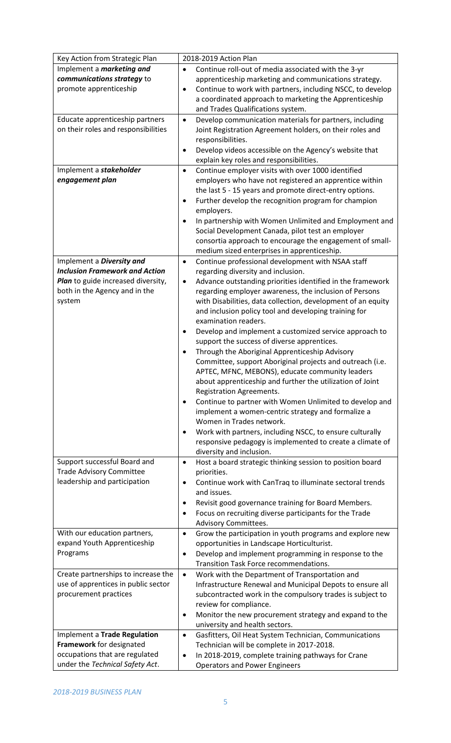| Key Action from Strategic Plan | 2018-2019 Action Plan |
|---|---|
| Implement a ***marketing and communications strategy*** to promote apprenticeship | • Continue roll-out of media associated with the 3-yr apprenticeship marketing and communications strategy.<br>• Continue to work with partners, including NSCC, to develop a coordinated approach to marketing the Apprenticeship and Trades Qualifications system. |
| Educate apprenticeship partners on their roles and responsibilities | • Develop communication materials for partners, including Joint Registration Agreement holders, on their roles and responsibilities.<br>• Develop videos accessible on the Agency's website that explain key roles and responsibilities. |
| Implement a ***stakeholder engagement plan*** | • Continue employer visits with over 1000 identified employers who have not registered an apprentice within the last 5 - 15 years and promote direct-entry options.<br>• Further develop the recognition program for champion employers.<br>• In partnership with Women Unlimited and Employment and Social Development Canada, pilot test an employer consortia approach to encourage the engagement of small-medium sized enterprises in apprenticeship. |
| Implement a ***Diversity and Inclusion Framework and Action Plan*** to guide increased diversity, both in the Agency and in the system | • Continue professional development with NSAA staff regarding diversity and inclusion.<br>• Advance outstanding priorities identified in the framework regarding employer awareness, the inclusion of Persons with Disabilities, data collection, development of an equity and inclusion policy tool and developing training for examination readers.<br>• Develop and implement a customized service approach to support the success of diverse apprentices.<br>• Through the Aboriginal Apprenticeship Advisory Committee, support Aboriginal projects and outreach (i.e. APTEC, MFNC, MEBONS), educate community leaders about apprenticeship and further the utilization of Joint Registration Agreements.<br>• Continue to partner with Women Unlimited to develop and implement a women-centric strategy and formalize a Women in Trades network.<br>• Work with partners, including NSCC, to ensure culturally responsive pedagogy is implemented to create a climate of diversity and inclusion. |
| Support successful Board and Trade Advisory Committee leadership and participation | • Host a board strategic thinking session to position board priorities.<br>• Continue work with CanTraq to illuminate sectoral trends and issues.<br>• Revisit good governance training for Board Members.<br>• Focus on recruiting diverse participants for the Trade Advisory Committees. |
| With our education partners, expand Youth Apprenticeship Programs | • Grow the participation in youth programs and explore new opportunities in Landscape Horticulturist.<br>• Develop and implement programming in response to the Transition Task Force recommendations. |
| Create partnerships to increase the use of apprentices in public sector procurement practices | • Work with the Department of Transportation and Infrastructure Renewal and Municipal Depots to ensure all subcontracted work in the compulsory trades is subject to review for compliance.<br>• Monitor the new procurement strategy and expand to the university and health sectors. |
| Implement a **Trade Regulation Framework** for designated occupations that are regulated under the *Technical Safety Act*. | • Gasfitters, Oil Heat System Technician, Communications Technician will be complete in 2017-2018.<br>• In 2018-2019, complete training pathways for Crane Operators and Power Engineers |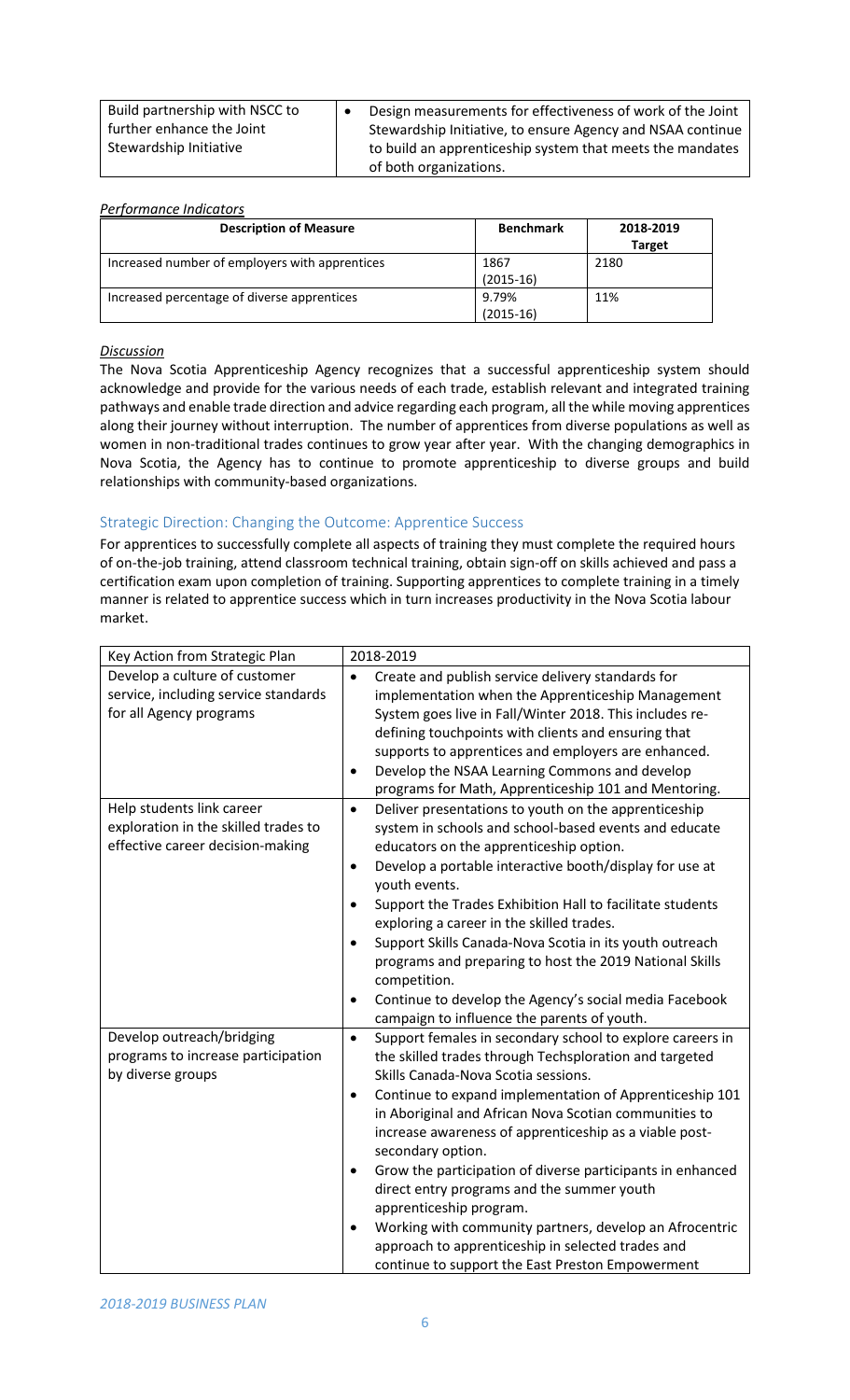| | |
|---|---|
| Build partnership with NSCC to further enhance the Joint Stewardship Initiative | • Design measurements for effectiveness of work of the Joint Stewardship Initiative, to ensure Agency and NSAA continue to build an apprenticeship system that meets the mandates of both organizations. |

*Performance Indicators*

| Description of Measure | Benchmark | 2018-2019 Target |
|---|---|---|
| Increased number of employers with apprentices | 1867 (2015-16) | 2180 |
| Increased percentage of diverse apprentices | 9.79% (2015-16) | 11% |

*Discussion*

The Nova Scotia Apprenticeship Agency recognizes that a successful apprenticeship system should acknowledge and provide for the various needs of each trade, establish relevant and integrated training pathways and enable trade direction and advice regarding each program, all the while moving apprentices along their journey without interruption. The number of apprentices from diverse populations as well as women in non-traditional trades continues to grow year after year. With the changing demographics in Nova Scotia, the Agency has to continue to promote apprenticeship to diverse groups and build relationships with community-based organizations.

## Strategic Direction: Changing the Outcome: Apprentice Success

For apprentices to successfully complete all aspects of training they must complete the required hours of on-the-job training, attend classroom technical training, obtain sign-off on skills achieved and pass a certification exam upon completion of training. Supporting apprentices to complete training in a timely manner is related to apprentice success which in turn increases productivity in the Nova Scotia labour market.

| Key Action from Strategic Plan | 2018-2019 |
|---|---|
| Develop a culture of customer service, including service standards for all Agency programs | • Create and publish service delivery standards for implementation when the Apprenticeship Management System goes live in Fall/Winter 2018. This includes re-defining touchpoints with clients and ensuring that supports to apprentices and employers are enhanced.<br>• Develop the NSAA Learning Commons and develop programs for Math, Apprenticeship 101 and Mentoring. |
| Help students link career exploration in the skilled trades to effective career decision-making | • Deliver presentations to youth on the apprenticeship system in schools and school-based events and educate educators on the apprenticeship option.<br>• Develop a portable interactive booth/display for use at youth events.<br>• Support the Trades Exhibition Hall to facilitate students exploring a career in the skilled trades.<br>• Support Skills Canada-Nova Scotia in its youth outreach programs and preparing to host the 2019 National Skills competition.<br>• Continue to develop the Agency's social media Facebook campaign to influence the parents of youth. |
| Develop outreach/bridging programs to increase participation by diverse groups | • Support females in secondary school to explore careers in the skilled trades through Techsploration and targeted Skills Canada-Nova Scotia sessions.<br>• Continue to expand implementation of Apprenticeship 101 in Aboriginal and African Nova Scotian communities to increase awareness of apprenticeship as a viable post-secondary option.<br>• Grow the participation of diverse participants in enhanced direct entry programs and the summer youth apprenticeship program.<br>• Working with community partners, develop an Afrocentric approach to apprenticeship in selected trades and continue to support the East Preston Empowerment |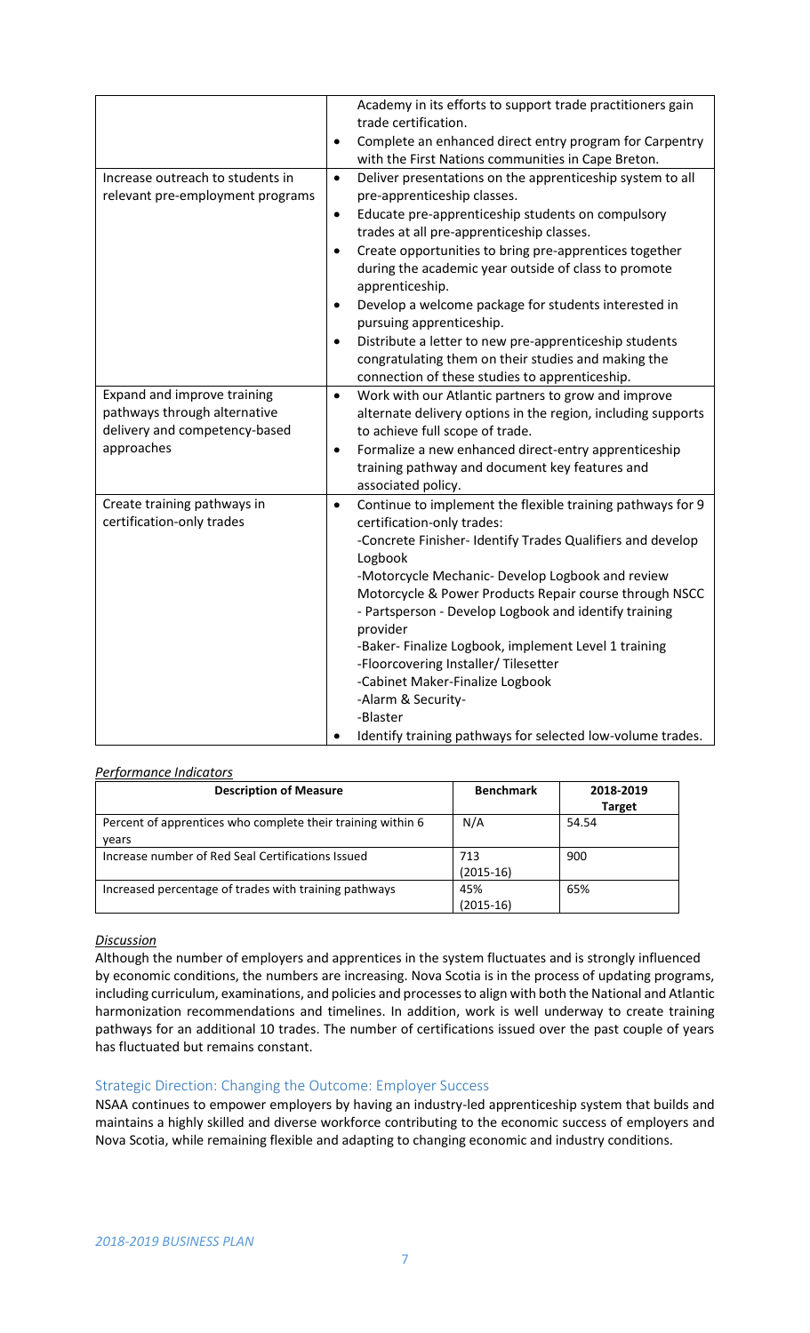| | |
|---|---|
| | Academy in its efforts to support trade practitioners gain trade certification.<br>• Complete an enhanced direct entry program for Carpentry with the First Nations communities in Cape Breton. |
| Increase outreach to students in relevant pre-employment programs | • Deliver presentations on the apprenticeship system to all pre-apprenticeship classes.<br>• Educate pre-apprenticeship students on compulsory trades at all pre-apprenticeship classes.<br>• Create opportunities to bring pre-apprentices together during the academic year outside of class to promote apprenticeship.<br>• Develop a welcome package for students interested in pursuing apprenticeship.<br>• Distribute a letter to new pre-apprenticeship students congratulating them on their studies and making the connection of these studies to apprenticeship. |
| Expand and improve training pathways through alternative delivery and competency-based approaches | • Work with our Atlantic partners to grow and improve alternate delivery options in the region, including supports to achieve full scope of trade.<br>• Formalize a new enhanced direct-entry apprenticeship training pathway and document key features and associated policy. |
| Create training pathways in certification-only trades | • Continue to implement the flexible training pathways for 9 certification-only trades:<br>-Concrete Finisher- Identify Trades Qualifiers and develop Logbook<br>-Motorcycle Mechanic- Develop Logbook and review Motorcycle & Power Products Repair course through NSCC<br>- Partsperson - Develop Logbook and identify training provider<br>-Baker- Finalize Logbook, implement Level 1 training<br>-Floorcovering Installer/ Tilesetter<br>-Cabinet Maker-Finalize Logbook<br>-Alarm & Security-<br>-Blaster<br>• Identify training pathways for selected low-volume trades. |

*Performance Indicators*

| Description of Measure | Benchmark | 2018-2019 Target |
|---|---|---|
| Percent of apprentices who complete their training within 6 years | N/A | 54.54 |
| Increase number of Red Seal Certifications Issued | 713 (2015-16) | 900 |
| Increased percentage of trades with training pathways | 45% (2015-16) | 65% |

*Discussion*

Although the number of employers and apprentices in the system fluctuates and is strongly influenced by economic conditions, the numbers are increasing. Nova Scotia is in the process of updating programs, including curriculum, examinations, and policies and processes to align with both the National and Atlantic harmonization recommendations and timelines. In addition, work is well underway to create training pathways for an additional 10 trades. The number of certifications issued over the past couple of years has fluctuated but remains constant.

### Strategic Direction: Changing the Outcome: Employer Success

NSAA continues to empower employers by having an industry-led apprenticeship system that builds and maintains a highly skilled and diverse workforce contributing to the economic success of employers and Nova Scotia, while remaining flexible and adapting to changing economic and industry conditions.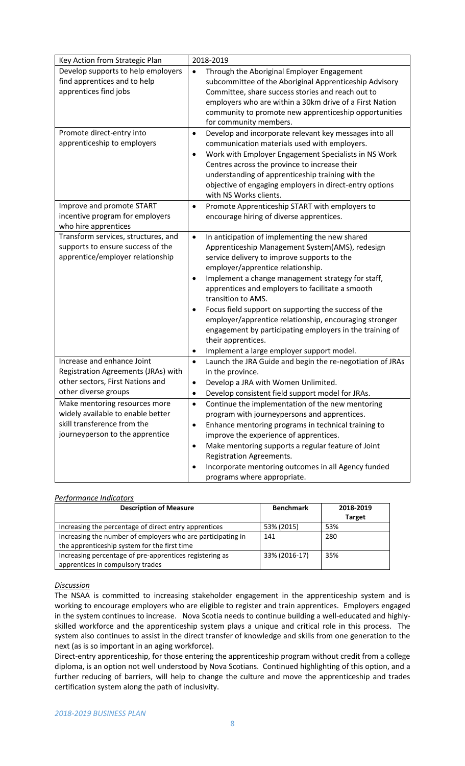| Key Action from Strategic Plan | 2018-2019 |
|---|---|
| Develop supports to help employers find apprentices and to help apprentices find jobs | • Through the Aboriginal Employer Engagement subcommittee of the Aboriginal Apprenticeship Advisory Committee, share success stories and reach out to employers who are within a 30km drive of a First Nation community to promote new apprenticeship opportunities for community members. |
| Promote direct-entry into apprenticeship to employers | • Develop and incorporate relevant key messages into all communication materials used with employers.<br>• Work with Employer Engagement Specialists in NS Work Centres across the province to increase their understanding of apprenticeship training with the objective of engaging employers in direct-entry options with NS Works clients. |
| Improve and promote START incentive program for employers who hire apprentices | • Promote Apprenticeship START with employers to encourage hiring of diverse apprentices. |
| Transform services, structures, and supports to ensure success of the apprentice/employer relationship | • In anticipation of implementing the new shared Apprenticeship Management System(AMS), redesign service delivery to improve supports to the employer/apprentice relationship.<br>• Implement a change management strategy for staff, apprentices and employers to facilitate a smooth transition to AMS.<br>• Focus field support on supporting the success of the employer/apprentice relationship, encouraging stronger engagement by participating employers in the training of their apprentices.<br>• Implement a large employer support model. |
| Increase and enhance Joint Registration Agreements (JRAs) with other sectors, First Nations and other diverse groups | • Launch the JRA Guide and begin the re-negotiation of JRAs in the province.<br>• Develop a JRA with Women Unlimited.<br>• Develop consistent field support model for JRAs. |
| Make mentoring resources more widely available to enable better skill transference from the journeyperson to the apprentice | • Continue the implementation of the new mentoring program with journeypersons and apprentices.<br>• Enhance mentoring programs in technical training to improve the experience of apprentices.<br>• Make mentoring supports a regular feature of Joint Registration Agreements.<br>• Incorporate mentoring outcomes in all Agency funded programs where appropriate. |

*Performance Indicators*

| Description of Measure | Benchmark | 2018-2019 Target |
|---|---|---|
| Increasing the percentage of direct entry apprentices | 53% (2015) | 53% |
| Increasing the number of employers who are participating in the apprenticeship system for the first time | 141 | 280 |
| Increasing percentage of pre-apprentices registering as apprentices in compulsory trades | 33% (2016-17) | 35% |

*Discussion*

The NSAA is committed to increasing stakeholder engagement in the apprenticeship system and is working to encourage employers who are eligible to register and train apprentices. Employers engaged in the system continues to increase. Nova Scotia needs to continue building a well-educated and highly-skilled workforce and the apprenticeship system plays a unique and critical role in this process. The system also continues to assist in the direct transfer of knowledge and skills from one generation to the next (as is so important in an aging workforce).

Direct-entry apprenticeship, for those entering the apprenticeship program without credit from a college diploma, is an option not well understood by Nova Scotians. Continued highlighting of this option, and a further reducing of barriers, will help to change the culture and move the apprenticeship and trades certification system along the path of inclusivity.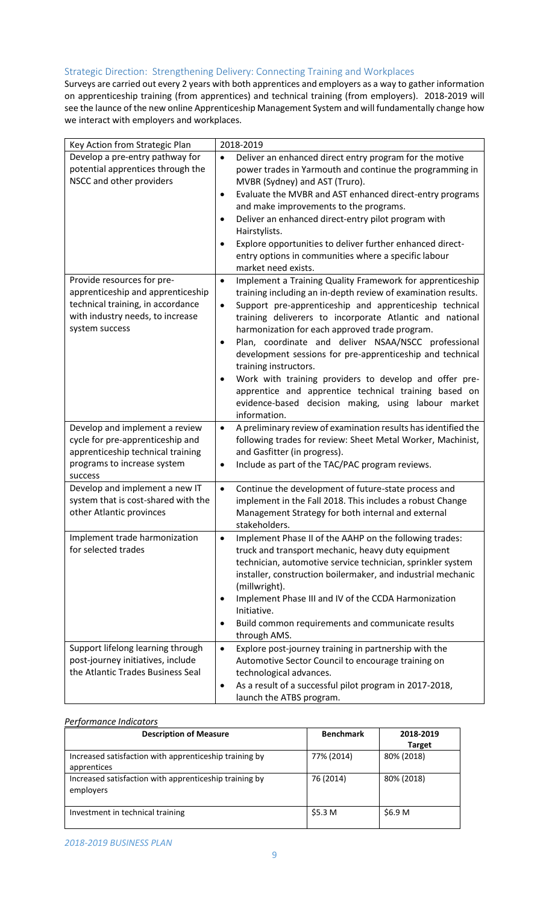## Strategic Direction: Strengthening Delivery: Connecting Training and Workplaces

Surveys are carried out every 2 years with both apprentices and employers as a way to gather information on apprenticeship training (from apprentices) and technical training (from employers). 2018-2019 will see the launce of the new online Apprenticeship Management System and will fundamentally change how we interact with employers and workplaces.

| Key Action from Strategic Plan | 2018-2019 |
| --- | --- |
| Develop a pre-entry pathway for potential apprentices through the NSCC and other providers | • Deliver an enhanced direct entry program for the motive power trades in Yarmouth and continue the programming in MVBR (Sydney) and AST (Truro).<br>• Evaluate the MVBR and AST enhanced direct-entry programs and make improvements to the programs.<br>• Deliver an enhanced direct-entry pilot program with Hairstylists.<br>• Explore opportunities to deliver further enhanced direct-entry options in communities where a specific labour market need exists. |
| Provide resources for pre-apprenticeship and apprenticeship technical training, in accordance with industry needs, to increase system success | • Implement a Training Quality Framework for apprenticeship training including an in-depth review of examination results.<br>• Support pre-apprenticeship and apprenticeship technical training deliverers to incorporate Atlantic and national harmonization for each approved trade program.<br>• Plan, coordinate and deliver NSAA/NSCC professional development sessions for pre-apprenticeship and technical training instructors.<br>• Work with training providers to develop and offer pre-apprentice and apprentice technical training based on evidence-based decision making, using labour market information. |
| Develop and implement a review cycle for pre-apprenticeship and apprenticeship technical training programs to increase system success | • A preliminary review of examination results has identified the following trades for review: Sheet Metal Worker, Machinist, and Gasfitter (in progress).<br>• Include as part of the TAC/PAC program reviews. |
| Develop and implement a new IT system that is cost-shared with the other Atlantic provinces | • Continue the development of future-state process and implement in the Fall 2018. This includes a robust Change Management Strategy for both internal and external stakeholders. |
| Implement trade harmonization for selected trades | • Implement Phase II of the AAHP on the following trades: truck and transport mechanic, heavy duty equipment technician, automotive service technician, sprinkler system installer, construction boilermaker, and industrial mechanic (millwright).<br>• Implement Phase III and IV of the CCDA Harmonization Initiative.<br>• Build common requirements and communicate results through AMS. |
| Support lifelong learning through post-journey initiatives, include the Atlantic Trades Business Seal | • Explore post-journey training in partnership with the Automotive Sector Council to encourage training on technological advances.<br>• As a result of a successful pilot program in 2017-2018, launch the ATBS program. |

*Performance Indicators*

| Description of Measure | Benchmark | 2018-2019 Target |
| --- | --- | --- |
| Increased satisfaction with apprenticeship training by apprentices | 77% (2014) | 80% (2018) |
| Increased satisfaction with apprenticeship training by employers | 76 (2014) | 80% (2018) |
| Investment in technical training | $5.3 M | $6.9 M |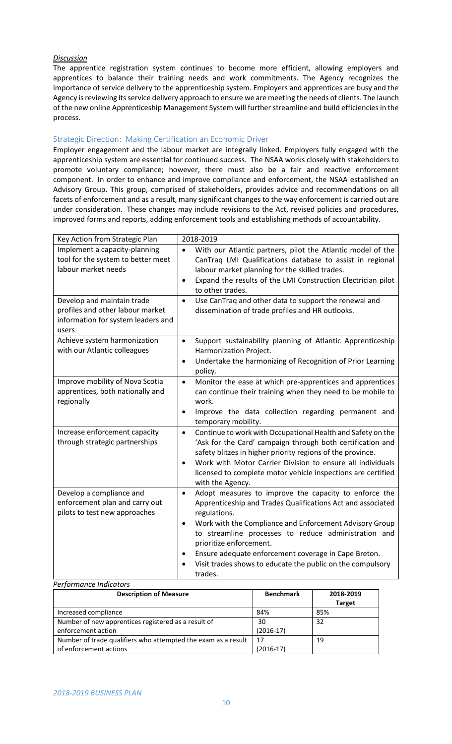*Discussion*

The apprentice registration system continues to become more efficient, allowing employers and apprentices to balance their training needs and work commitments. The Agency recognizes the importance of service delivery to the apprenticeship system. Employers and apprentices are busy and the Agency is reviewing its service delivery approach to ensure we are meeting the needs of clients. The launch of the new online Apprenticeship Management System will further streamline and build efficiencies in the process.

### Strategic Direction: Making Certification an Economic Driver

Employer engagement and the labour market are integrally linked. Employers fully engaged with the apprenticeship system are essential for continued success. The NSAA works closely with stakeholders to promote voluntary compliance; however, there must also be a fair and reactive enforcement component. In order to enhance and improve compliance and enforcement, the NSAA established an Advisory Group. This group, comprised of stakeholders, provides advice and recommendations on all facets of enforcement and as a result, many significant changes to the way enforcement is carried out are under consideration. These changes may include revisions to the Act, revised policies and procedures, improved forms and reports, adding enforcement tools and establishing methods of accountability.

| Key Action from Strategic Plan | 2018-2019 |
|---|---|
| Implement a capacity-planning tool for the system to better meet labour market needs | • With our Atlantic partners, pilot the Atlantic model of the CanTraq LMI Qualifications database to assist in regional labour market planning for the skilled trades.<br>• Expand the results of the LMI Construction Electrician pilot to other trades. |
| Develop and maintain trade profiles and other labour market information for system leaders and users | • Use CanTraq and other data to support the renewal and dissemination of trade profiles and HR outlooks. |
| Achieve system harmonization with our Atlantic colleagues | • Support sustainability planning of Atlantic Apprenticeship Harmonization Project.<br>• Undertake the harmonizing of Recognition of Prior Learning policy. |
| Improve mobility of Nova Scotia apprentices, both nationally and regionally | • Monitor the ease at which pre-apprentices and apprentices can continue their training when they need to be mobile to work.<br>• Improve the data collection regarding permanent and temporary mobility. |
| Increase enforcement capacity through strategic partnerships | • Continue to work with Occupational Health and Safety on the 'Ask for the Card' campaign through both certification and safety blitzes in higher priority regions of the province.<br>• Work with Motor Carrier Division to ensure all individuals licensed to complete motor vehicle inspections are certified with the Agency. |
| Develop a compliance and enforcement plan and carry out pilots to test new approaches | • Adopt measures to improve the capacity to enforce the Apprenticeship and Trades Qualifications Act and associated regulations.<br>• Work with the Compliance and Enforcement Advisory Group to streamline processes to reduce administration and prioritize enforcement.<br>• Ensure adequate enforcement coverage in Cape Breton.<br>• Visit trades shows to educate the public on the compulsory trades. |

*Performance Indicators*

| Description of Measure | Benchmark | 2018-2019 Target |
|---|---|---|
| Increased compliance | 84% | 85% |
| Number of new apprentices registered as a result of enforcement action | 30 (2016-17) | 32 |
| Number of trade qualifiers who attempted the exam as a result of enforcement actions | 17 (2016-17) | 19 |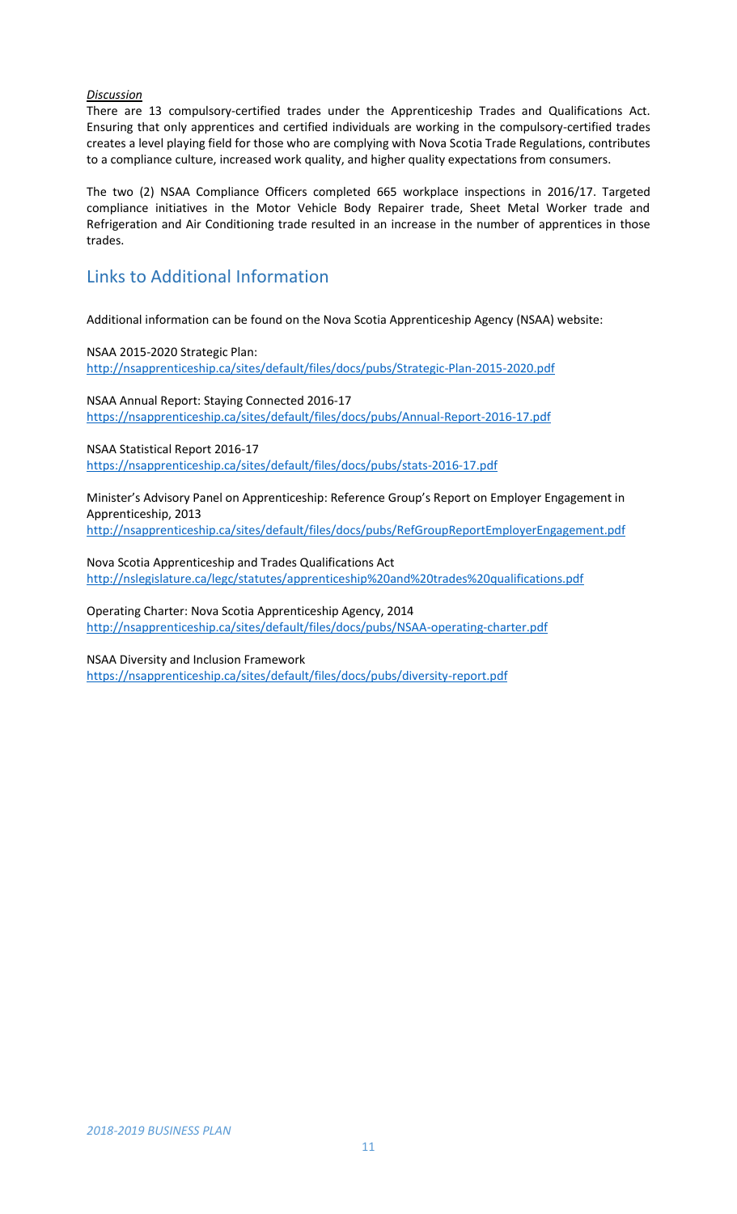*Discussion*

There are 13 compulsory-certified trades under the Apprenticeship Trades and Qualifications Act. Ensuring that only apprentices and certified individuals are working in the compulsory-certified trades creates a level playing field for those who are complying with Nova Scotia Trade Regulations, contributes to a compliance culture, increased work quality, and higher quality expectations from consumers.

The two (2) NSAA Compliance Officers completed 665 workplace inspections in 2016/17. Targeted compliance initiatives in the Motor Vehicle Body Repairer trade, Sheet Metal Worker trade and Refrigeration and Air Conditioning trade resulted in an increase in the number of apprentices in those trades.

## Links to Additional Information

Additional information can be found on the Nova Scotia Apprenticeship Agency (NSAA) website:

NSAA 2015-2020 Strategic Plan:
http://nsapprenticeship.ca/sites/default/files/docs/pubs/Strategic-Plan-2015-2020.pdf

NSAA Annual Report: Staying Connected 2016-17
https://nsapprenticeship.ca/sites/default/files/docs/pubs/Annual-Report-2016-17.pdf

NSAA Statistical Report 2016-17
https://nsapprenticeship.ca/sites/default/files/docs/pubs/stats-2016-17.pdf

Minister's Advisory Panel on Apprenticeship: Reference Group's Report on Employer Engagement in Apprenticeship, 2013
http://nsapprenticeship.ca/sites/default/files/docs/pubs/RefGroupReportEmployerEngagement.pdf

Nova Scotia Apprenticeship and Trades Qualifications Act
http://nslegislature.ca/legc/statutes/apprenticeship%20and%20trades%20qualifications.pdf

Operating Charter: Nova Scotia Apprenticeship Agency, 2014
http://nsapprenticeship.ca/sites/default/files/docs/pubs/NSAA-operating-charter.pdf

NSAA Diversity and Inclusion Framework
https://nsapprenticeship.ca/sites/default/files/docs/pubs/diversity-report.pdf